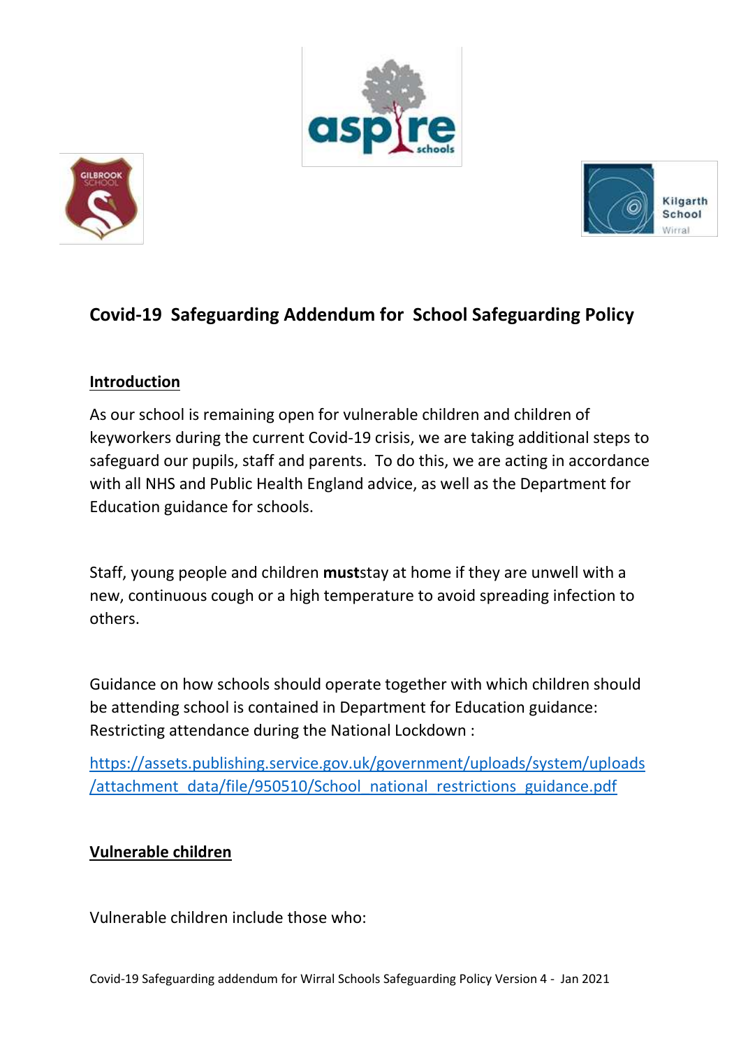# Covid-19 Safeguarding Addendum for School Safeguarding Policy

## Introduction

As our school is remaining open for vulnerable children and children of keyworkers during the current Covid-19 crisis, we are taking additional steps to safeguard our pupils, staff and parents. To do this, we are acting in accordance with all NHS and Public Health England advice, as well as the Department for Education guidance for schools.

Staff, young people and children **must**stay at home if they are unwell with a new, continuous cough or a high temperature to avoid spreading infection to others.

Guidance on how schools should operate together with which children should be attending school is contained in Department for Education guidance: Restricting attendance during the National Lockdown :

https://assets.publishing.service.gov.uk/government/uploads/system/uploads/attachment_data/file/950510/School_national_restrictions_guidance.pdf

## Vulnerable children

Vulnerable children include those who: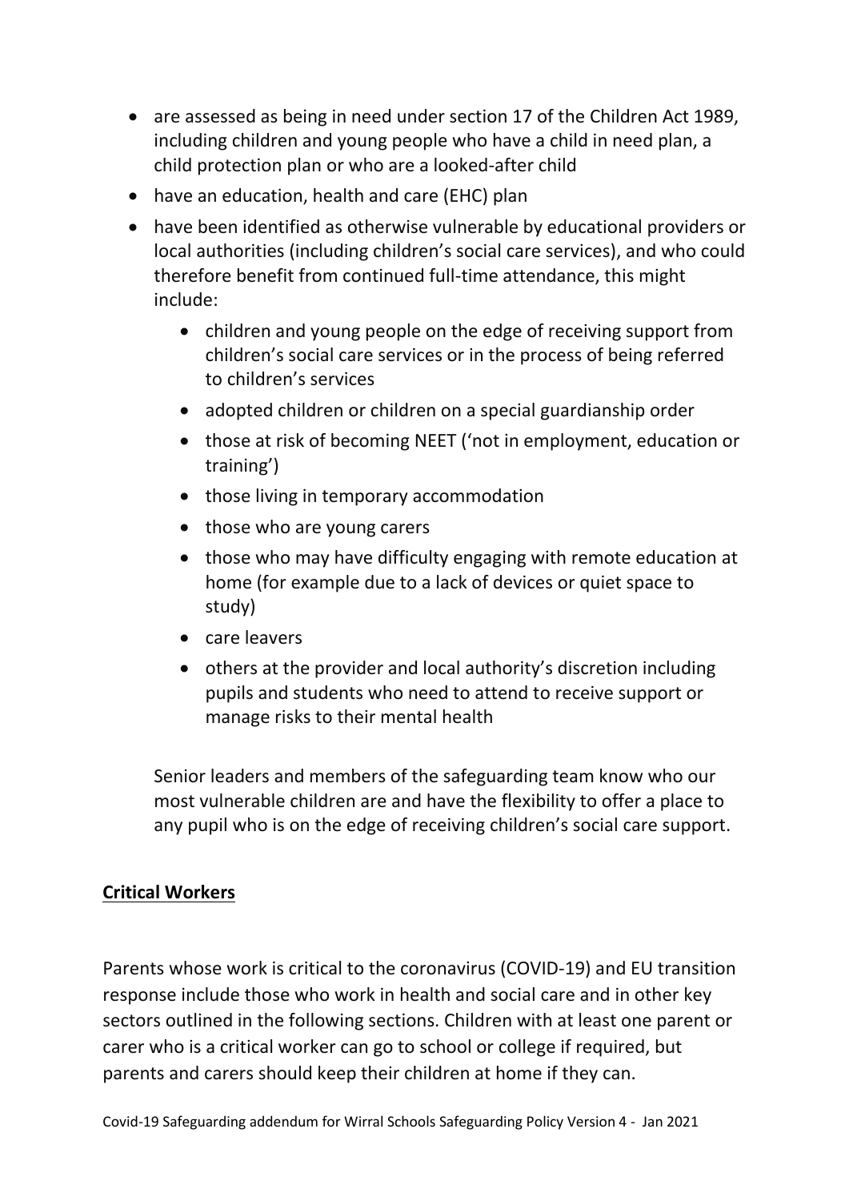- are assessed as being in need under section 17 of the Children Act 1989, including children and young people who have a child in need plan, a child protection plan or who are a looked-after child
- have an education, health and care (EHC) plan
- have been identified as otherwise vulnerable by educational providers or local authorities (including children's social care services), and who could therefore benefit from continued full-time attendance, this might include:
  - children and young people on the edge of receiving support from children's social care services or in the process of being referred to children's services
  - adopted children or children on a special guardianship order
  - those at risk of becoming NEET ('not in employment, education or training')
  - those living in temporary accommodation
  - those who are young carers
  - those who may have difficulty engaging with remote education at home (for example due to a lack of devices or quiet space to study)
  - care leavers
  - others at the provider and local authority's discretion including pupils and students who need to attend to receive support or manage risks to their mental health

Senior leaders and members of the safeguarding team know who our most vulnerable children are and have the flexibility to offer a place to any pupil who is on the edge of receiving children's social care support.

**Critical Workers**

Parents whose work is critical to the coronavirus (COVID-19) and EU transition response include those who work in health and social care and in other key sectors outlined in the following sections. Children with at least one parent or carer who is a critical worker can go to school or college if required, but parents and carers should keep their children at home if they can.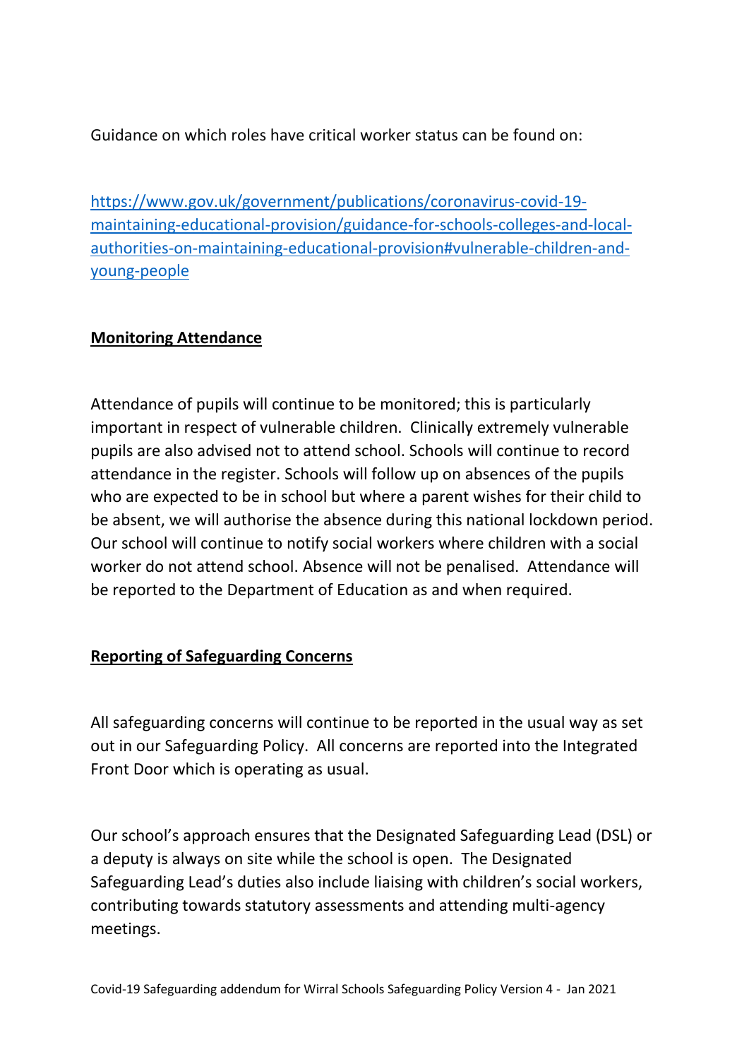Guidance on which roles have critical worker status can be found on:

https://www.gov.uk/government/publications/coronavirus-covid-19-maintaining-educational-provision/guidance-for-schools-colleges-and-local-authorities-on-maintaining-educational-provision#vulnerable-children-and-young-people

**Monitoring Attendance**

Attendance of pupils will continue to be monitored; this is particularly important in respect of vulnerable children. Clinically extremely vulnerable pupils are also advised not to attend school. Schools will continue to record attendance in the register. Schools will follow up on absences of the pupils who are expected to be in school but where a parent wishes for their child to be absent, we will authorise the absence during this national lockdown period. Our school will continue to notify social workers where children with a social worker do not attend school. Absence will not be penalised. Attendance will be reported to the Department of Education as and when required.

**Reporting of Safeguarding Concerns**

All safeguarding concerns will continue to be reported in the usual way as set out in our Safeguarding Policy. All concerns are reported into the Integrated Front Door which is operating as usual.

Our school's approach ensures that the Designated Safeguarding Lead (DSL) or a deputy is always on site while the school is open. The Designated Safeguarding Lead's duties also include liaising with children's social workers, contributing towards statutory assessments and attending multi-agency meetings.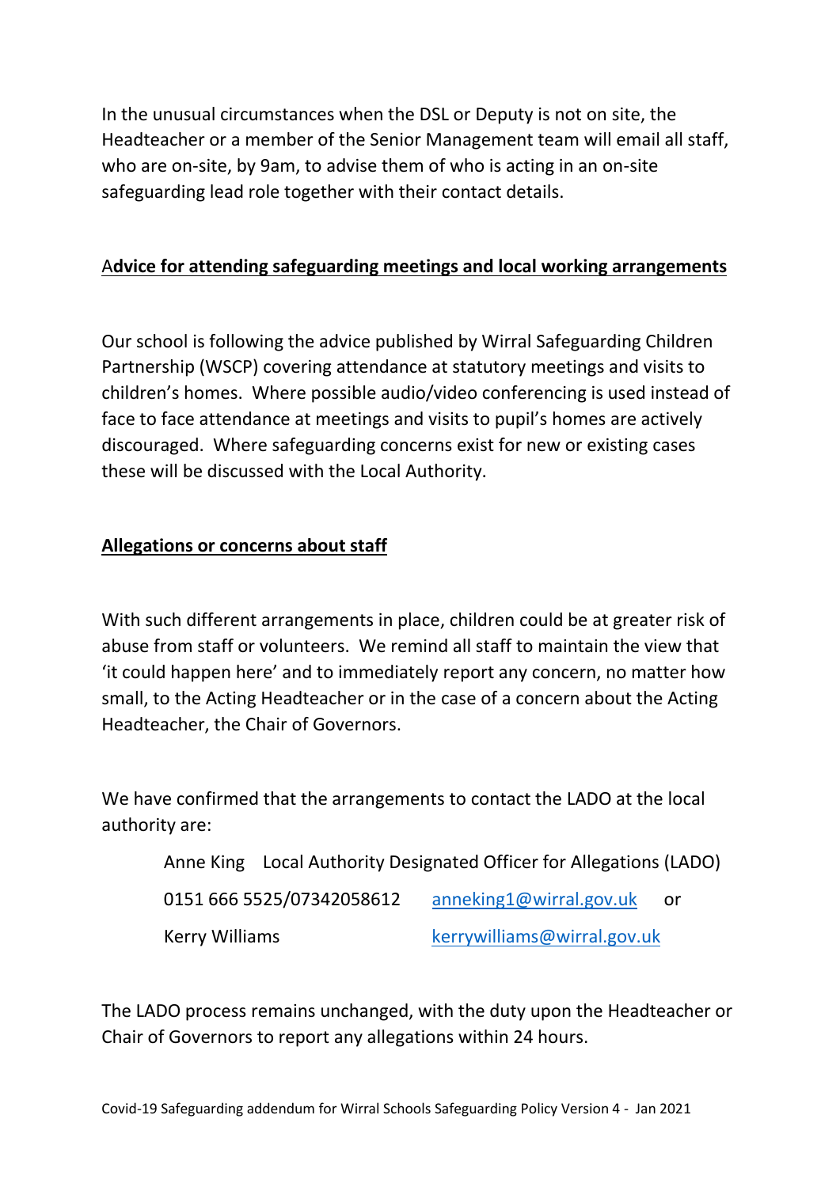In the unusual circumstances when the DSL or Deputy is not on site, the Headteacher or a member of the Senior Management team will email all staff, who are on-site, by 9am, to advise them of who is acting in an on-site safeguarding lead role together with their contact details.

## Advice for attending safeguarding meetings and local working arrangements

Our school is following the advice published by Wirral Safeguarding Children Partnership (WSCP) covering attendance at statutory meetings and visits to children's homes. Where possible audio/video conferencing is used instead of face to face attendance at meetings and visits to pupil's homes are actively discouraged. Where safeguarding concerns exist for new or existing cases these will be discussed with the Local Authority.

## Allegations or concerns about staff

With such different arrangements in place, children could be at greater risk of abuse from staff or volunteers. We remind all staff to maintain the view that 'it could happen here' and to immediately report any concern, no matter how small, to the Acting Headteacher or in the case of a concern about the Acting Headteacher, the Chair of Governors.

We have confirmed that the arrangements to contact the LADO at the local authority are:

Anne King Local Authority Designated Officer for Allegations (LADO)

0151 666 5525/07342058612 anneking1@wirral.gov.uk or

Kerry Williams kerrywilliams@wirral.gov.uk

The LADO process remains unchanged, with the duty upon the Headteacher or Chair of Governors to report any allegations within 24 hours.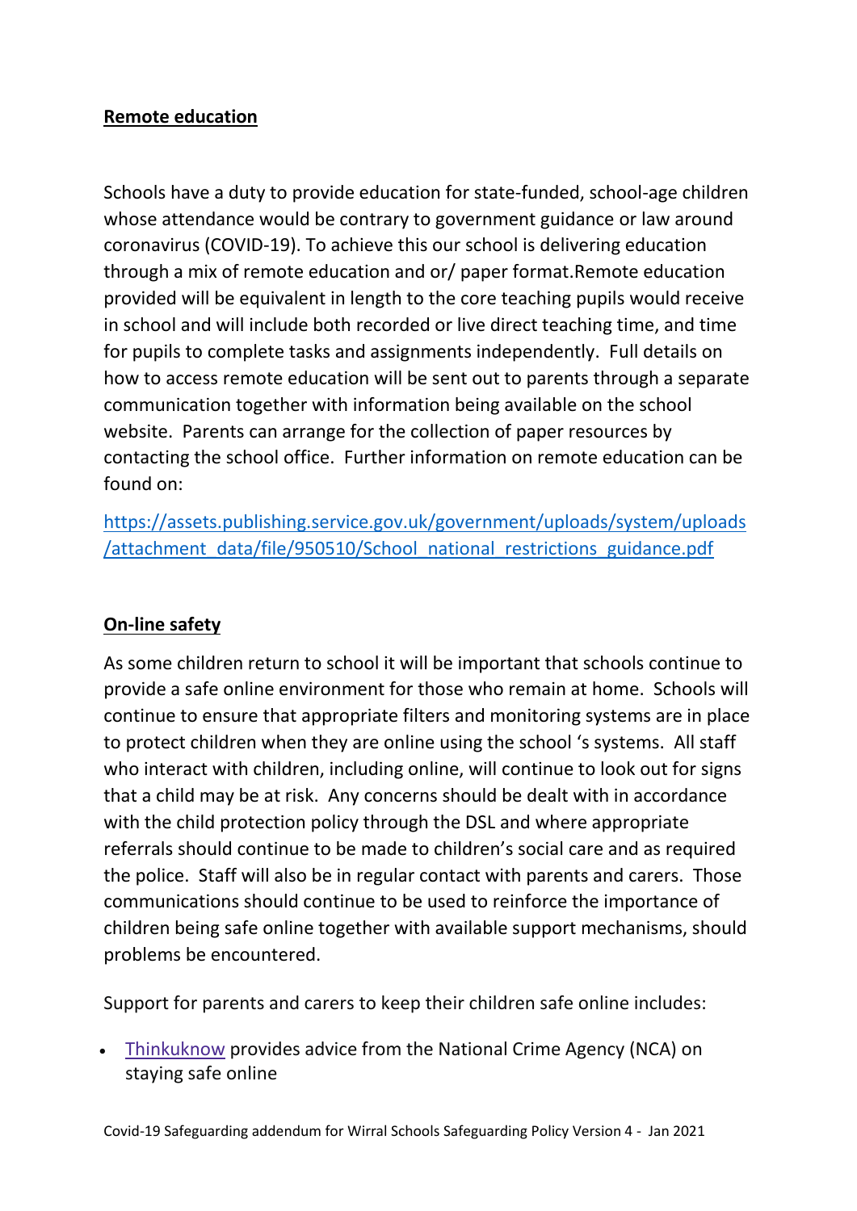**Remote education**

Schools have a duty to provide education for state-funded, school-age children whose attendance would be contrary to government guidance or law around coronavirus (COVID-19). To achieve this our school is delivering education through a mix of remote education and or/ paper format.Remote education provided will be equivalent in length to the core teaching pupils would receive in school and will include both recorded or live direct teaching time, and time for pupils to complete tasks and assignments independently. Full details on how to access remote education will be sent out to parents through a separate communication together with information being available on the school website. Parents can arrange for the collection of paper resources by contacting the school office. Further information on remote education can be found on:

[https://assets.publishing.service.gov.uk/government/uploads/system/uploads/attachment_data/file/950510/School_national_restrictions_guidance.pdf](https://assets.publishing.service.gov.uk/government/uploads/system/uploads/attachment_data/file/950510/School_national_restrictions_guidance.pdf)

**On-line safety**

As some children return to school it will be important that schools continue to provide a safe online environment for those who remain at home. Schools will continue to ensure that appropriate filters and monitoring systems are in place to protect children when they are online using the school 's systems. All staff who interact with children, including online, will continue to look out for signs that a child may be at risk. Any concerns should be dealt with in accordance with the child protection policy through the DSL and where appropriate referrals should continue to be made to children's social care and as required the police. Staff will also be in regular contact with parents and carers. Those communications should continue to be used to reinforce the importance of children being safe online together with available support mechanisms, should problems be encountered.

Support for parents and carers to keep their children safe online includes:

- Thinkuknow provides advice from the National Crime Agency (NCA) on staying safe online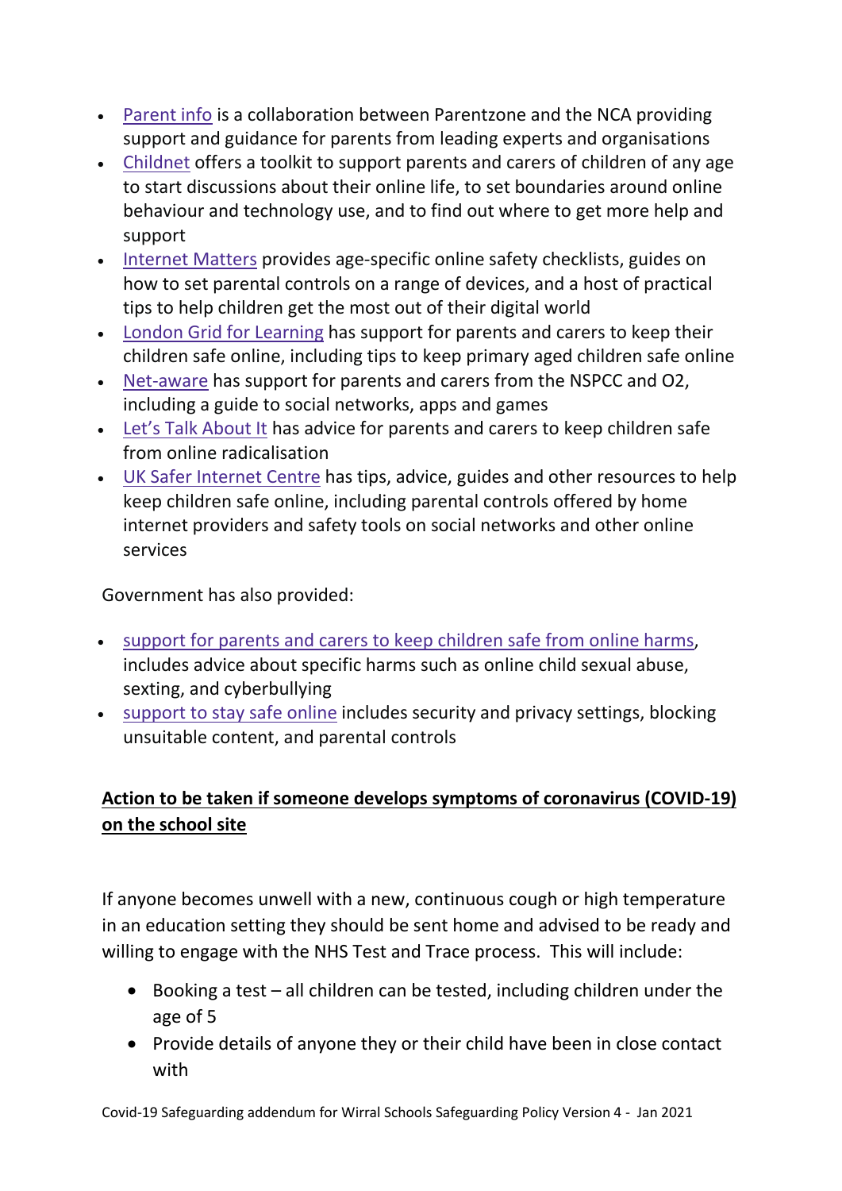- Parent info is a collaboration between Parentzone and the NCA providing support and guidance for parents from leading experts and organisations
- Childnet offers a toolkit to support parents and carers of children of any age to start discussions about their online life, to set boundaries around online behaviour and technology use, and to find out where to get more help and support
- Internet Matters provides age-specific online safety checklists, guides on how to set parental controls on a range of devices, and a host of practical tips to help children get the most out of their digital world
- London Grid for Learning has support for parents and carers to keep their children safe online, including tips to keep primary aged children safe online
- Net-aware has support for parents and carers from the NSPCC and O2, including a guide to social networks, apps and games
- Let's Talk About It has advice for parents and carers to keep children safe from online radicalisation
- UK Safer Internet Centre has tips, advice, guides and other resources to help keep children safe online, including parental controls offered by home internet providers and safety tools on social networks and other online services

Government has also provided:

- support for parents and carers to keep children safe from online harms, includes advice about specific harms such as online child sexual abuse, sexting, and cyberbullying
- support to stay safe online includes security and privacy settings, blocking unsuitable content, and parental controls

## Action to be taken if someone develops symptoms of coronavirus (COVID-19) on the school site

If anyone becomes unwell with a new, continuous cough or high temperature in an education setting they should be sent home and advised to be ready and willing to engage with the NHS Test and Trace process. This will include:

- Booking a test – all children can be tested, including children under the age of 5
- Provide details of anyone they or their child have been in close contact with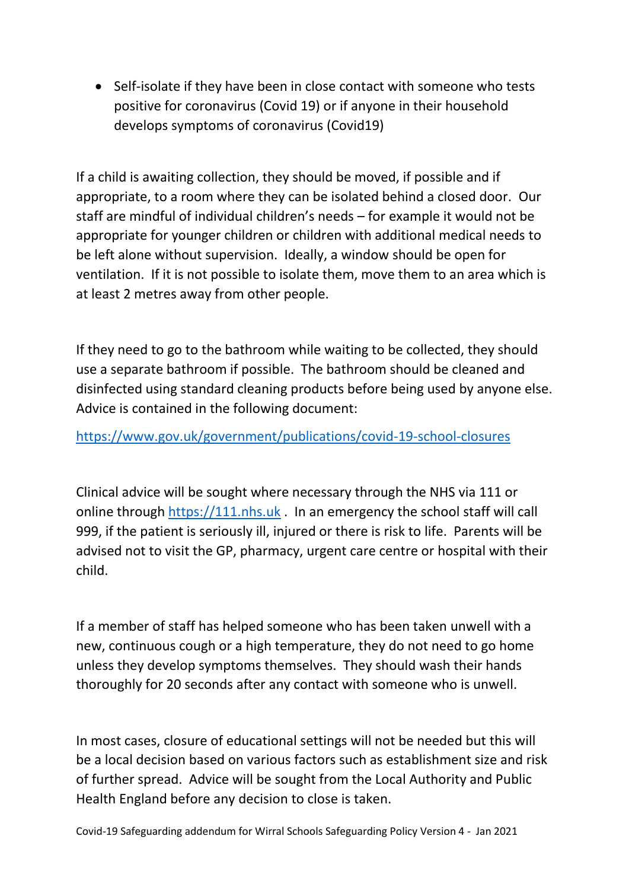- Self-isolate if they have been in close contact with someone who tests positive for coronavirus (Covid 19) or if anyone in their household develops symptoms of coronavirus (Covid19)

If a child is awaiting collection, they should be moved, if possible and if appropriate, to a room where they can be isolated behind a closed door. Our staff are mindful of individual children's needs – for example it would not be appropriate for younger children or children with additional medical needs to be left alone without supervision. Ideally, a window should be open for ventilation. If it is not possible to isolate them, move them to an area which is at least 2 metres away from other people.

If they need to go to the bathroom while waiting to be collected, they should use a separate bathroom if possible. The bathroom should be cleaned and disinfected using standard cleaning products before being used by anyone else. Advice is contained in the following document:

https://www.gov.uk/government/publications/covid-19-school-closures

Clinical advice will be sought where necessary through the NHS via 111 or online through https://111.nhs.uk . In an emergency the school staff will call 999, if the patient is seriously ill, injured or there is risk to life. Parents will be advised not to visit the GP, pharmacy, urgent care centre or hospital with their child.

If a member of staff has helped someone who has been taken unwell with a new, continuous cough or a high temperature, they do not need to go home unless they develop symptoms themselves. They should wash their hands thoroughly for 20 seconds after any contact with someone who is unwell.

In most cases, closure of educational settings will not be needed but this will be a local decision based on various factors such as establishment size and risk of further spread. Advice will be sought from the Local Authority and Public Health England before any decision to close is taken.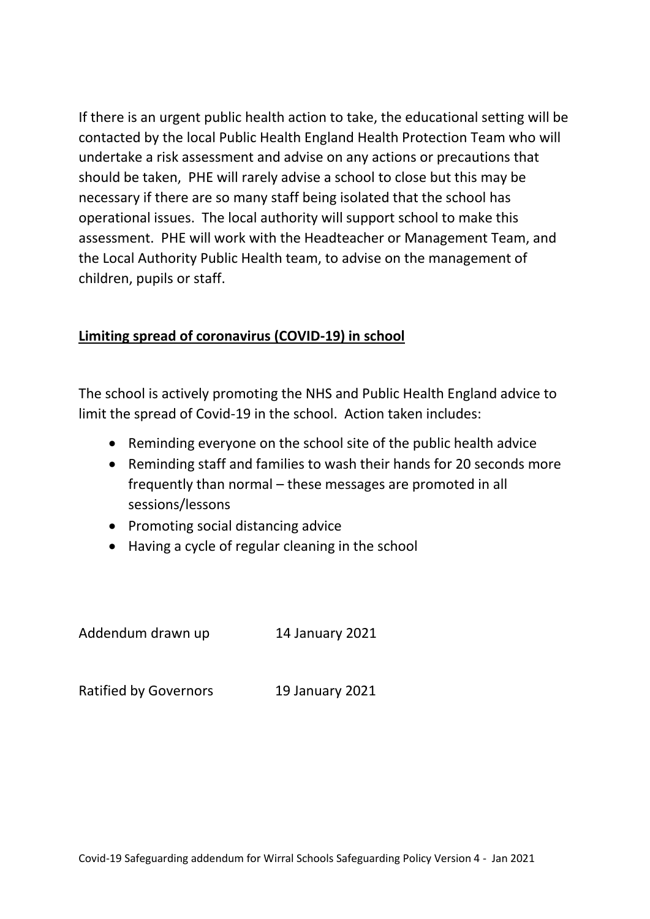If there is an urgent public health action to take, the educational setting will be contacted by the local Public Health England Health Protection Team who will undertake a risk assessment and advise on any actions or precautions that should be taken,  PHE will rarely advise a school to close but this may be necessary if there are so many staff being isolated that the school has operational issues.  The local authority will support school to make this assessment.  PHE will work with the Headteacher or Management Team, and the Local Authority Public Health team, to advise on the management of children, pupils or staff.

## Limiting spread of coronavirus (COVID-19) in school

The school is actively promoting the NHS and Public Health England advice to limit the spread of Covid-19 in the school.  Action taken includes:

- Reminding everyone on the school site of the public health advice
- Reminding staff and families to wash their hands for 20 seconds more frequently than normal – these messages are promoted in all sessions/lessons
- Promoting social distancing advice
- Having a cycle of regular cleaning in the school

Addendum drawn up 14 January 2021

Ratified by Governors 19 January 2021